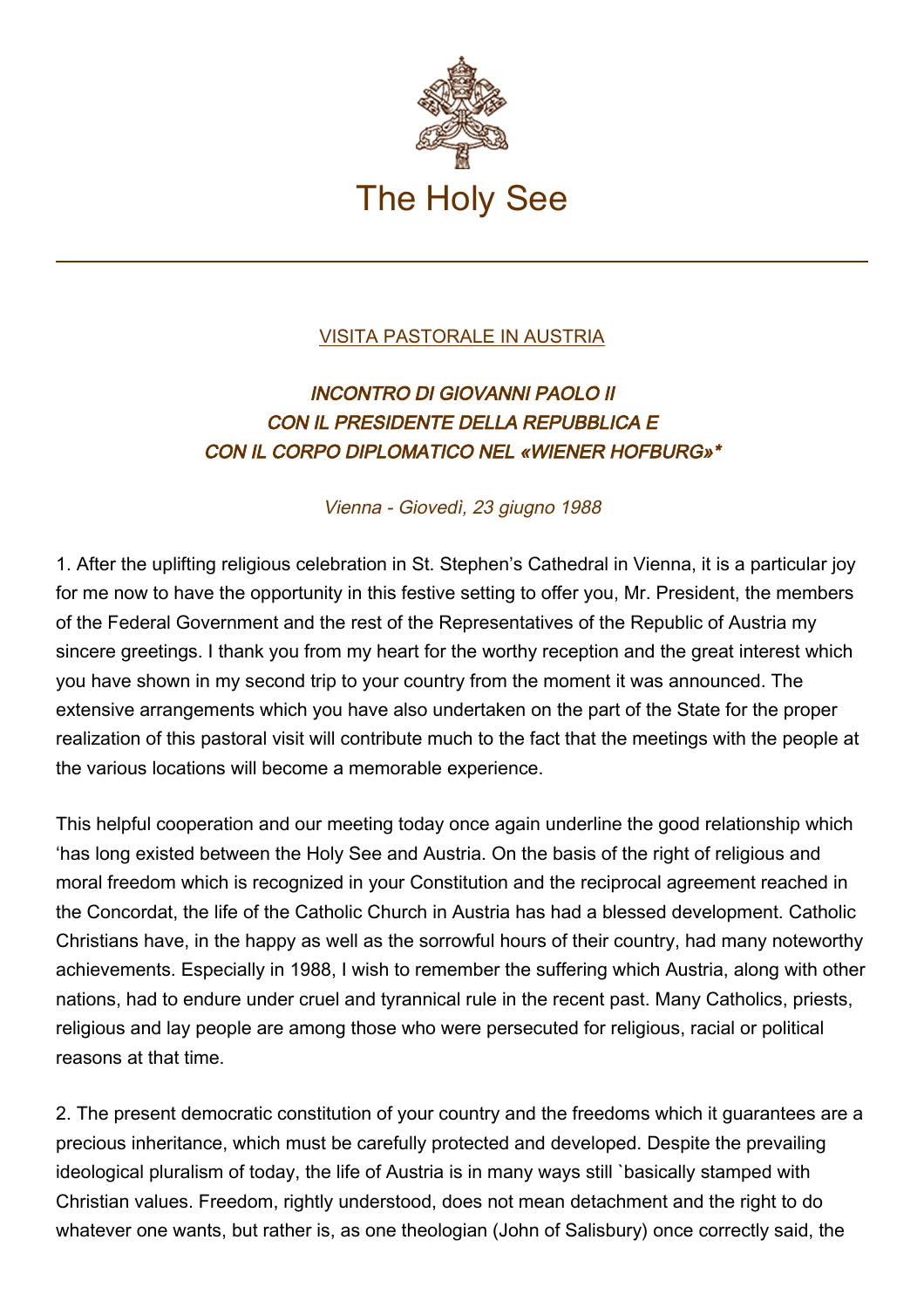# The Holy See

## VISITA PASTORALE IN AUSTRIA

### *INCONTRO DI GIOVANNI PAOLO II CON IL PRESIDENTE DELLA REPUBBLICA E CON IL CORPO DIPLOMATICO NEL «WIENER HOFBURG»**

*Vienna - Giovedì, 23 giugno 1988*

1. After the uplifting religious celebration in St. Stephen's Cathedral in Vienna, it is a particular joy for me now to have the opportunity in this festive setting to offer you, Mr. President, the members of the Federal Government and the rest of the Representatives of the Republic of Austria my sincere greetings. I thank you from my heart for the worthy reception and the great interest which you have shown in my second trip to your country from the moment it was announced. The extensive arrangements which you have also undertaken on the part of the State for the proper realization of this pastoral visit will contribute much to the fact that the meetings with the people at the various locations will become a memorable experience.

This helpful cooperation and our meeting today once again underline the good relationship which 'has long existed between the Holy See and Austria. On the basis of the right of religious and moral freedom which is recognized in your Constitution and the reciprocal agreement reached in the Concordat, the life of the Catholic Church in Austria has had a blessed development. Catholic Christians have, in the happy as well as the sorrowful hours of their country, had many noteworthy achievements. Especially in 1988, I wish to remember the suffering which Austria, along with other nations, had to endure under cruel and tyrannical rule in the recent past. Many Catholics, priests, religious and lay people are among those who were persecuted for religious, racial or political reasons at that time.

2. The present democratic constitution of your country and the freedoms which it guarantees are a precious inheritance, which must be carefully protected and developed. Despite the prevailing ideological pluralism of today, the life of Austria is in many ways still `basically stamped with Christian values. Freedom, rightly understood, does not mean detachment and the right to do whatever one wants, but rather is, as one theologian (John of Salisbury) once correctly said, the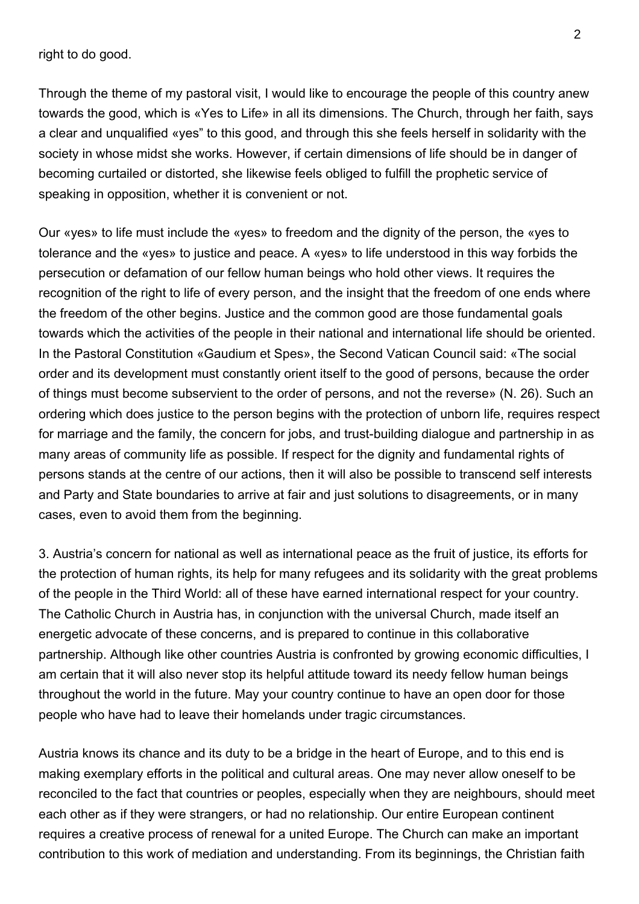right to do good.

Through the theme of my pastoral visit, I would like to encourage the people of this country anew towards the good, which is «Yes to Life» in all its dimensions. The Church, through her faith, says a clear and unqualified «yes" to this good, and through this she feels herself in solidarity with the society in whose midst she works. However, if certain dimensions of life should be in danger of becoming curtailed or distorted, she likewise feels obliged to fulfill the prophetic service of speaking in opposition, whether it is convenient or not.

Our «yes» to life must include the «yes» to freedom and the dignity of the person, the «yes to tolerance and the «yes» to justice and peace. A «yes» to life understood in this way forbids the persecution or defamation of our fellow human beings who hold other views. It requires the recognition of the right to life of every person, and the insight that the freedom of one ends where the freedom of the other begins. Justice and the common good are those fundamental goals towards which the activities of the people in their national and international life should be oriented. In the Pastoral Constitution «Gaudium et Spes», the Second Vatican Council said: «The social order and its development must constantly orient itself to the good of persons, because the order of things must become subservient to the order of persons, and not the reverse» (N. 26). Such an ordering which does justice to the person begins with the protection of unborn life, requires respect for marriage and the family, the concern for jobs, and trust-building dialogue and partnership in as many areas of community life as possible. If respect for the dignity and fundamental rights of persons stands at the centre of our actions, then it will also be possible to transcend self interests and Party and State boundaries to arrive at fair and just solutions to disagreements, or in many cases, even to avoid them from the beginning.

3. Austria's concern for national as well as international peace as the fruit of justice, its efforts for the protection of human rights, its help for many refugees and its solidarity with the great problems of the people in the Third World: all of these have earned international respect for your country. The Catholic Church in Austria has, in conjunction with the universal Church, made itself an energetic advocate of these concerns, and is prepared to continue in this collaborative partnership. Although like other countries Austria is confronted by growing economic difficulties, I am certain that it will also never stop its helpful attitude toward its needy fellow human beings throughout the world in the future. May your country continue to have an open door for those people who have had to leave their homelands under tragic circumstances.

Austria knows its chance and its duty to be a bridge in the heart of Europe, and to this end is making exemplary efforts in the political and cultural areas. One may never allow oneself to be reconciled to the fact that countries or peoples, especially when they are neighbours, should meet each other as if they were strangers, or had no relationship. Our entire European continent requires a creative process of renewal for a united Europe. The Church can make an important contribution to this work of mediation and understanding. From its beginnings, the Christian faith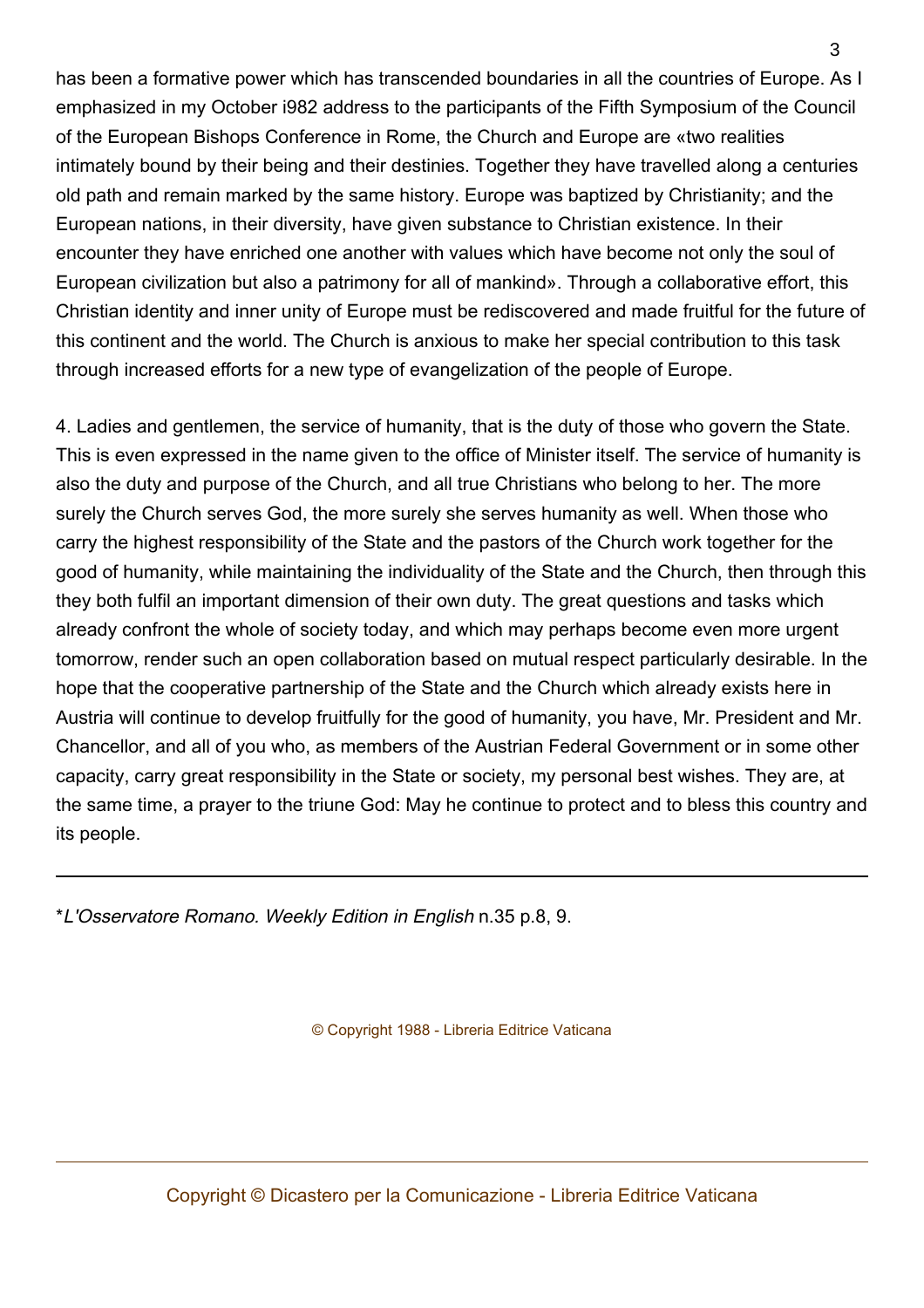has been a formative power which has transcended boundaries in all the countries of Europe. As I emphasized in my October i982 address to the participants of the Fifth Symposium of the Council of the European Bishops Conference in Rome, the Church and Europe are «two realities intimately bound by their being and their destinies. Together they have travelled along a centuries old path and remain marked by the same history. Europe was baptized by Christianity; and the European nations, in their diversity, have given substance to Christian existence. In their encounter they have enriched one another with values which have become not only the soul of European civilization but also a patrimony for all of mankind». Through a collaborative effort, this Christian identity and inner unity of Europe must be rediscovered and made fruitful for the future of this continent and the world. The Church is anxious to make her special contribution to this task through increased efforts for a new type of evangelization of the people of Europe.

4. Ladies and gentlemen, the service of humanity, that is the duty of those who govern the State. This is even expressed in the name given to the office of Minister itself. The service of humanity is also the duty and purpose of the Church, and all true Christians who belong to her. The more surely the Church serves God, the more surely she serves humanity as well. When those who carry the highest responsibility of the State and the pastors of the Church work together for the good of humanity, while maintaining the individuality of the State and the Church, then through this they both fulfil an important dimension of their own duty. The great questions and tasks which already confront the whole of society today, and which may perhaps become even more urgent tomorrow, render such an open collaboration based on mutual respect particularly desirable. In the hope that the cooperative partnership of the State and the Church which already exists here in Austria will continue to develop fruitfully for the good of humanity, you have, Mr. President and Mr. Chancellor, and all of you who, as members of the Austrian Federal Government or in some other capacity, carry great responsibility in the State or society, my personal best wishes. They are, at the same time, a prayer to the triune God: May he continue to protect and to bless this country and its people.

---

**L'Osservatore Romano. Weekly Edition in English* n.35 p.8, 9.

© Copyright 1988 - Libreria Editrice Vaticana

Copyright © Dicastero per la Comunicazione - Libreria Editrice Vaticana